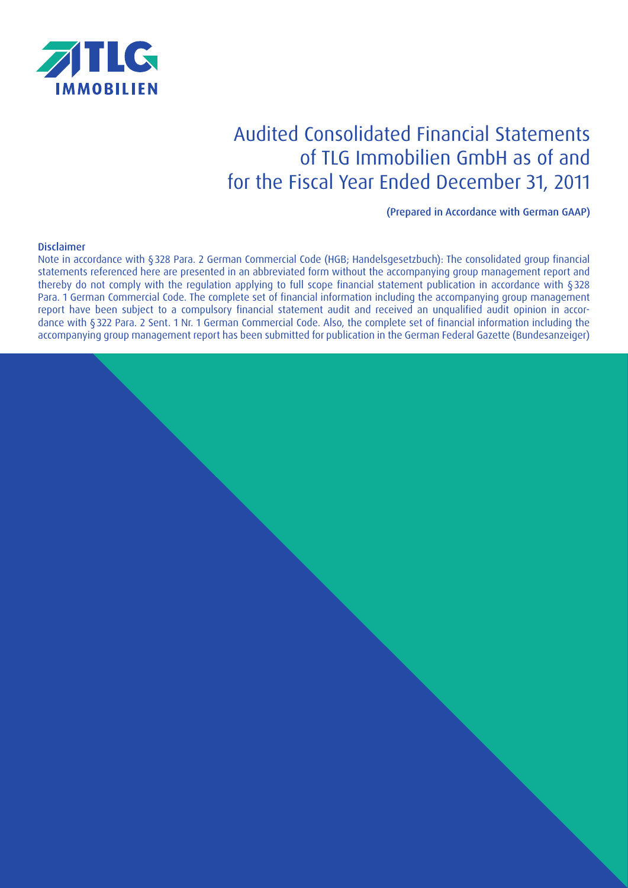TLG IMMOBILIEN

# Audited Consolidated Financial Statements of TLG Immobilien GmbH as of and for the Fiscal Year Ended December 31, 2011

**(Prepared in Accordance with German GAAP)**

**Disclaimer**

Note in accordance with § 328 Para. 2 German Commercial Code (HGB; Handelsgesetzbuch): The consolidated group financial statements referenced here are presented in an abbreviated form without the accompanying group management report and thereby do not comply with the regulation applying to full scope financial statement publication in accordance with § 328 Para. 1 German Commercial Code. The complete set of financial information including the accompanying group management report have been subject to a compulsory financial statement audit and received an unqualified audit opinion in accordance with § 322 Para. 2 Sent. 1 Nr. 1 German Commercial Code. Also, the complete set of financial information including the accompanying group management report has been submitted for publication in the German Federal Gazette (Bundesanzeiger)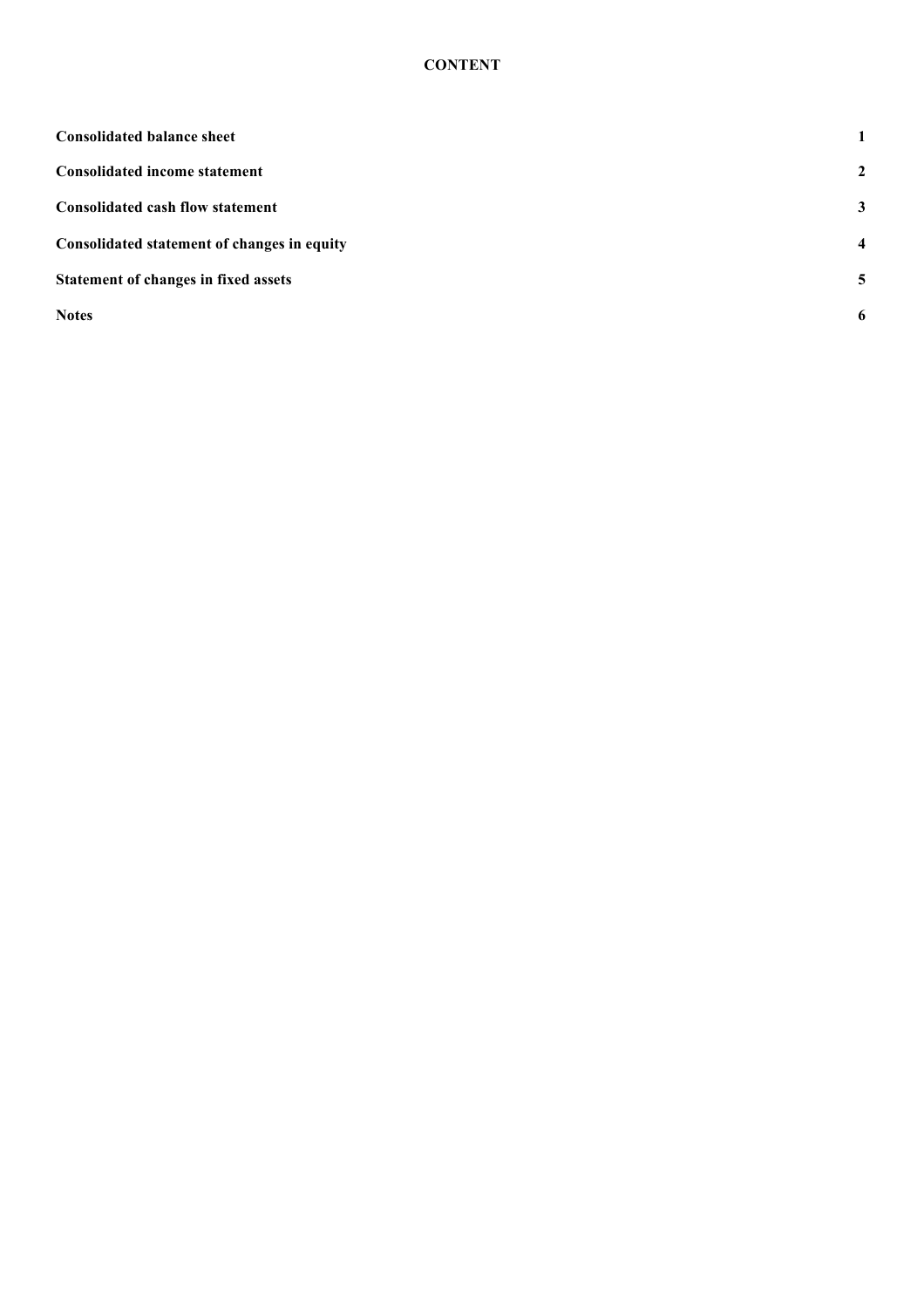# CONTENT

| | |
|---|---|
| **Consolidated balance sheet** | **1** |
| **Consolidated income statement** | **2** |
| **Consolidated cash flow statement** | **3** |
| **Consolidated statement of changes in equity** | **4** |
| **Statement of changes in fixed assets** | **5** |
| **Notes** | **6** |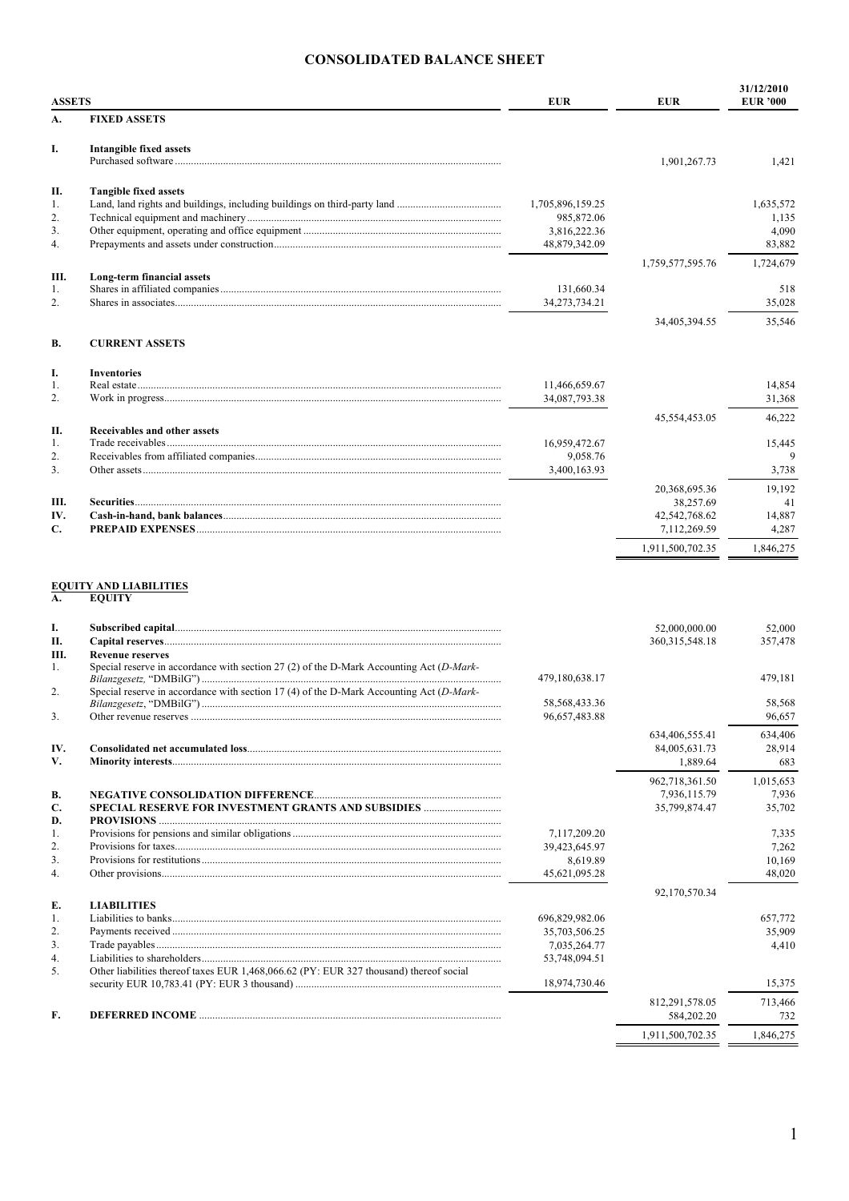# CONSOLIDATED BALANCE SHEET

| ASSETS | | EUR | EUR | 31/12/2010 EUR '000 |
|---|---|---|---|---|
| **A.** | **FIXED ASSETS** | | | |
| **I.** | **Intangible fixed assets** | | | |
| | Purchased software | | 1,901,267.73 | 1,421 |
| **II.** | **Tangible fixed assets** | | | |
| 1. | Land, land rights and buildings, including buildings on third-party land | 1,705,896,159.25 | | 1,635,572 |
| 2. | Technical equipment and machinery | 985,872.06 | | 1,135 |
| 3. | Other equipment, operating and office equipment | 3,816,222.36 | | 4,090 |
| 4. | Prepayments and assets under construction | 48,879,342.09 | | 83,882 |
| | | | 1,759,577,595.76 | 1,724,679 |
| **III.** | **Long-term financial assets** | | | |
| 1. | Shares in affiliated companies | 131,660.34 | | 518 |
| 2. | Shares in associates | 34,273,734.21 | | 35,028 |
| | | | 34,405,394.55 | 35,546 |
| **B.** | **CURRENT ASSETS** | | | |
| **I.** | **Inventories** | | | |
| 1. | Real estate | 11,466,659.67 | | 14,854 |
| 2. | Work in progress | 34,087,793.38 | | 31,368 |
| | | | 45,554,453.05 | 46,222 |
| **II.** | **Receivables and other assets** | | | |
| 1. | Trade receivables | 16,959,472.67 | | 15,445 |
| 2. | Receivables from affiliated companies | 9,058.76 | | 9 |
| 3. | Other assets | 3,400,163.93 | | 3,738 |
| | | | 20,368,695.36 | 19,192 |
| **III.** | **Securities** | | 38,257.69 | 41 |
| **IV.** | **Cash-in-hand, bank balances** | | 42,542,768.62 | 14,887 |
| **C.** | **PREPAID EXPENSES** | | 7,112,269.59 | 4,287 |
| | | | 1,911,500,702.35 | 1,846,275 |

| EQUITY AND LIABILITIES | | EUR | EUR | 31/12/2010 EUR '000 |
|---|---|---|---|---|
| **A.** | **EQUITY** | | | |
| **I.** | **Subscribed capital** | | 52,000,000.00 | 52,000 |
| **II.** | **Capital reserves** | | 360,315,548.18 | 357,478 |
| **III.** | **Revenue reserves** | | | |
| 1. | Special reserve in accordance with section 27 (2) of the D-Mark Accounting Act (*D-Mark-Bilanzgesetz,* "DMBilG") | 479,180,638.17 | | 479,181 |
| 2. | Special reserve in accordance with section 17 (4) of the D-Mark Accounting Act (*D-Mark-Bilanzgesetz*, "DMBilG") | 58,568,433.36 | | 58,568 |
| 3. | Other revenue reserves | 96,657,483.88 | | 96,657 |
| | | | 634,406,555.41 | 634,406 |
| **IV.** | **Consolidated net accumulated loss** | | 84,005,631.73 | 28,914 |
| **V.** | **Minority interests** | | 1,889.64 | 683 |
| | | | 962,718,361.50 | 1,015,653 |
| **B.** | **NEGATIVE CONSOLIDATION DIFFERENCE** | | 7,936,115.79 | 7,936 |
| **C.** | **SPECIAL RESERVE FOR INVESTMENT GRANTS AND SUBSIDIES** | | 35,799,874.47 | 35,702 |
| **D.** | **PROVISIONS** | | | |
| 1. | Provisions for pensions and similar obligations | 7,117,209.20 | | 7,335 |
| 2. | Provisions for taxes | 39,423,645.97 | | 7,262 |
| 3. | Provisions for restitutions | 8,619.89 | | 10,169 |
| 4. | Other provisions | 45,621,095.28 | | 48,020 |
| | | | 92,170,570.34 | |
| **E.** | **LIABILITIES** | | | |
| 1. | Liabilities to banks | 696,829,982.06 | | 657,772 |
| 2. | Payments received | 35,703,506.25 | | 35,909 |
| 3. | Trade payables | 7,035,264.77 | | 4,410 |
| 4. | Liabilities to shareholders | 53,748,094.51 | | |
| 5. | Other liabilities thereof taxes EUR 1,468,066.62 (PY: EUR 327 thousand) thereof social security EUR 10,783.41 (PY: EUR 3 thousand) | 18,974,730.46 | | 15,375 |
| | | | 812,291,578.05 | 713,466 |
| **F.** | **DEFERRED INCOME** | | 584,202.20 | 732 |
| | | | 1,911,500,702.35 | 1,846,275 |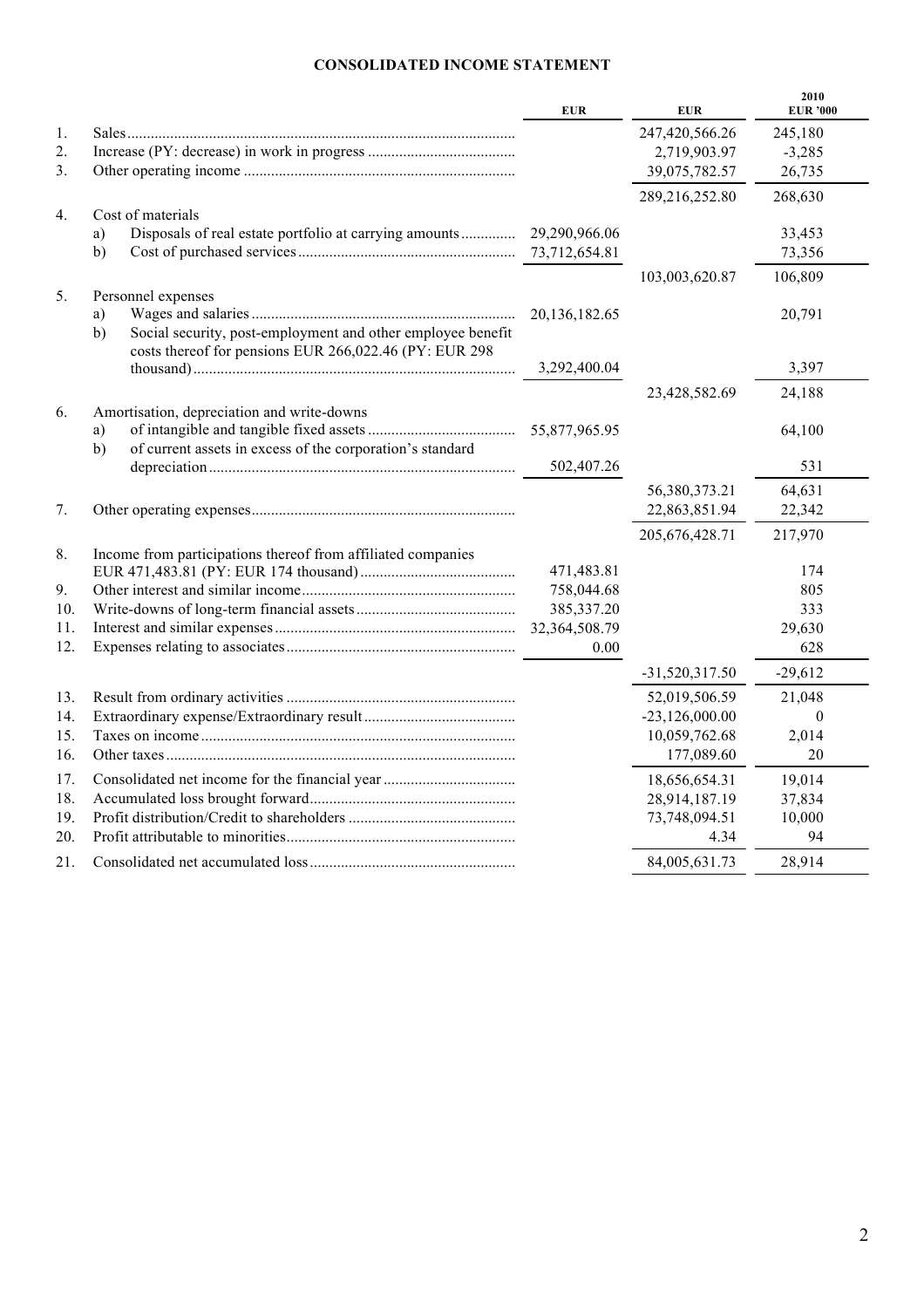**CONSOLIDATED INCOME STATEMENT**

| | | EUR | EUR | 2010 EUR '000 |
|---|---|---|---|---|
| 1. | Sales | | 247,420,566.26 | 245,180 |
| 2. | Increase (PY: decrease) in work in progress | | 2,719,903.97 | -3,285 |
| 3. | Other operating income | | 39,075,782.57 | 26,735 |
| | | | 289,216,252.80 | 268,630 |
| 4. | Cost of materials | | | |
| | a) Disposals of real estate portfolio at carrying amounts | 29,290,966.06 | | 33,453 |
| | b) Cost of purchased services | 73,712,654.81 | | 73,356 |
| | | | 103,003,620.87 | 106,809 |
| 5. | Personnel expenses | | | |
| | a) Wages and salaries | 20,136,182.65 | | 20,791 |
| | b) Social security, post-employment and other employee benefit costs thereof for pensions EUR 266,022.46 (PY: EUR 298 thousand) | 3,292,400.04 | | 3,397 |
| | | | 23,428,582.69 | 24,188 |
| 6. | Amortisation, depreciation and write-downs | | | |
| | a) of intangible and tangible fixed assets | 55,877,965.95 | | 64,100 |
| | b) of current assets in excess of the corporation's standard depreciation | 502,407.26 | | 531 |
| | | | 56,380,373.21 | 64,631 |
| 7. | Other operating expenses | | 22,863,851.94 | 22,342 |
| | | | 205,676,428.71 | 217,970 |
| 8. | Income from participations thereof from affiliated companies EUR 471,483.81 (PY: EUR 174 thousand) | 471,483.81 | | 174 |
| 9. | Other interest and similar income | 758,044.68 | | 805 |
| 10. | Write-downs of long-term financial assets | 385,337.20 | | 333 |
| 11. | Interest and similar expenses | 32,364,508.79 | | 29,630 |
| 12. | Expenses relating to associates | 0.00 | | 628 |
| | | | -31,520,317.50 | -29,612 |
| 13. | Result from ordinary activities | | 52,019,506.59 | 21,048 |
| 14. | Extraordinary expense/Extraordinary result | | -23,126,000.00 | 0 |
| 15. | Taxes on income | | 10,059,762.68 | 2,014 |
| 16. | Other taxes | | 177,089.60 | 20 |
| 17. | Consolidated net income for the financial year | | 18,656,654.31 | 19,014 |
| 18. | Accumulated loss brought forward | | 28,914,187.19 | 37,834 |
| 19. | Profit distribution/Credit to shareholders | | 73,748,094.51 | 10,000 |
| 20. | Profit attributable to minorities | | 4.34 | 94 |
| 21. | Consolidated net accumulated loss | | 84,005,631.73 | 28,914 |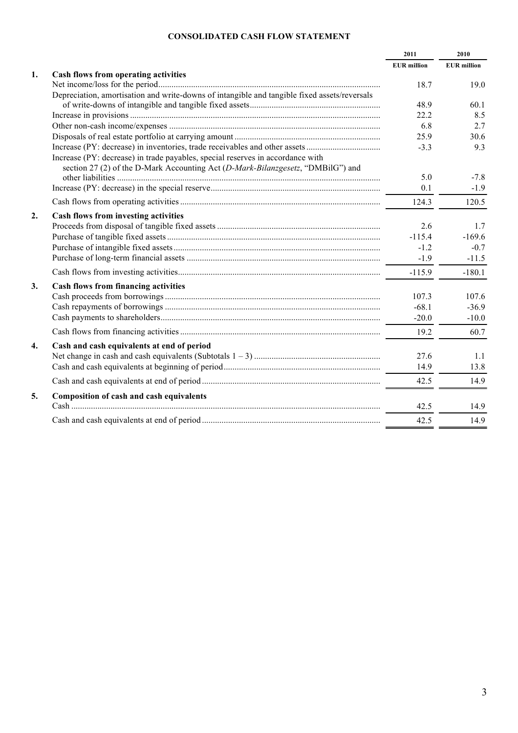## CONSOLIDATED CASH FLOW STATEMENT

| | | 2011 | 2010 |
|---|---|---|---|
| | | EUR million | EUR million |
| **1.** | **Cash flows from operating activities** | | |
| | Net income/loss for the period | 18.7 | 19.0 |
| | Depreciation, amortisation and write-downs of intangible and tangible fixed assets/reversals of write-downs of intangible and tangible fixed assets | 48.9 | 60.1 |
| | Increase in provisions | 22.2 | 8.5 |
| | Other non-cash income/expenses | 6.8 | 2.7 |
| | Disposals of real estate portfolio at carrying amount | 25.9 | 30.6 |
| | Increase (PY: decrease) in inventories, trade receivables and other assets | -3.3 | 9.3 |
| | Increase (PY: decrease) in trade payables, special reserves in accordance with section 27 (2) of the D-Mark Accounting Act (*D-Mark-Bilanzgesetz*, "DMBilG") and other liabilities | 5.0 | -7.8 |
| | Increase (PY: decrease) in the special reserve | 0.1 | -1.9 |
| | Cash flows from operating activities | 124.3 | 120.5 |
| **2.** | **Cash flows from investing activities** | | |
| | Proceeds from disposal of tangible fixed assets | 2.6 | 1.7 |
| | Purchase of tangible fixed assets | -115.4 | -169.6 |
| | Purchase of intangible fixed assets | -1.2 | -0.7 |
| | Purchase of long-term financial assets | -1.9 | -11.5 |
| | Cash flows from investing activities | -115.9 | -180.1 |
| **3.** | **Cash flows from financing activities** | | |
| | Cash proceeds from borrowings | 107.3 | 107.6 |
| | Cash repayments of borrowings | -68.1 | -36.9 |
| | Cash payments to shareholders | -20.0 | -10.0 |
| | Cash flows from financing activities | 19.2 | 60.7 |
| **4.** | **Cash and cash equivalents at end of period** | | |
| | Net change in cash and cash equivalents (Subtotals 1 – 3) | 27.6 | 1.1 |
| | Cash and cash equivalents at beginning of period | 14.9 | 13.8 |
| | Cash and cash equivalents at end of period | 42.5 | 14.9 |
| **5.** | **Composition of cash and cash equivalents** | | |
| | Cash | 42.5 | 14.9 |
| | Cash and cash equivalents at end of period | 42.5 | 14.9 |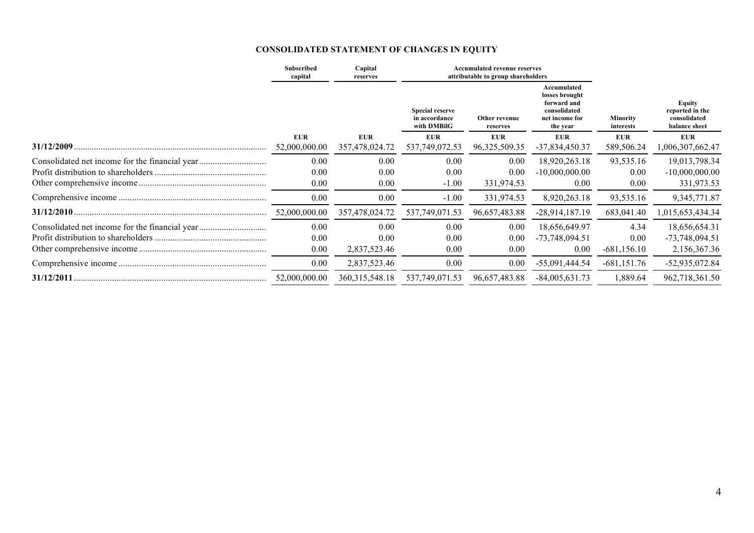## CONSOLIDATED STATEMENT OF CHANGES IN EQUITY

| | Subscribed capital | Capital reserves | Accumulated revenue reserves attributable to group shareholders | | | | |
|---|---|---|---|---|---|---|---|
| | | | Special reserve in accordance with DMBilG | Other revenue reserves | Accumulated losses brought forward and consolidated net income for the year | Minority interests | Equity reported in the consolidated balance sheet |
| | EUR | EUR | EUR | EUR | EUR | EUR | EUR |
| **31/12/2009** | 52,000,000.00 | 357,478,024.72 | 537,749,072.53 | 96,325,509.35 | -37,834,450.37 | 589,506.24 | 1,006,307,662.47 |
| Consolidated net income for the financial year | 0.00 | 0.00 | 0.00 | 0.00 | 18,920,263.18 | 93,535.16 | 19,013,798.34 |
| Profit distribution to shareholders | 0.00 | 0.00 | 0.00 | 0.00 | -10,000,000.00 | 0.00 | -10,000,000.00 |
| Other comprehensive income | 0.00 | 0.00 | -1.00 | 331,974.53 | 0.00 | 0.00 | 331,973.53 |
| Comprehensive income | 0.00 | 0.00 | -1.00 | 331,974.53 | 8,920,263.18 | 93,535.16 | 9,345,771.87 |
| **31/12/2010** | 52,000,000.00 | 357,478,024.72 | 537,749,071.53 | 96,657,483.88 | -28,914,187.19 | 683,041.40 | 1,015,653,434.34 |
| Consolidated net income for the financial year | 0.00 | 0.00 | 0.00 | 0.00 | 18,656,649.97 | 4.34 | 18,656,654.31 |
| Profit distribution to shareholders | 0.00 | 0.00 | 0.00 | 0.00 | -73,748,094.51 | 0.00 | -73,748,094.51 |
| Other comprehensive income | 0.00 | 2,837,523.46 | 0.00 | 0.00 | 0.00 | -681,156.10 | 2,156,367.36 |
| Comprehensive income | 0.00 | 2,837,523.46 | 0.00 | 0.00 | -55,091,444.54 | -681,151.76 | -52,935,072.84 |
| **31/12/2011** | 52,000,000.00 | 360,315,548.18 | 537,749,071.53 | 96,657,483.88 | -84,005,631.73 | 1,889.64 | 962,718,361.50 |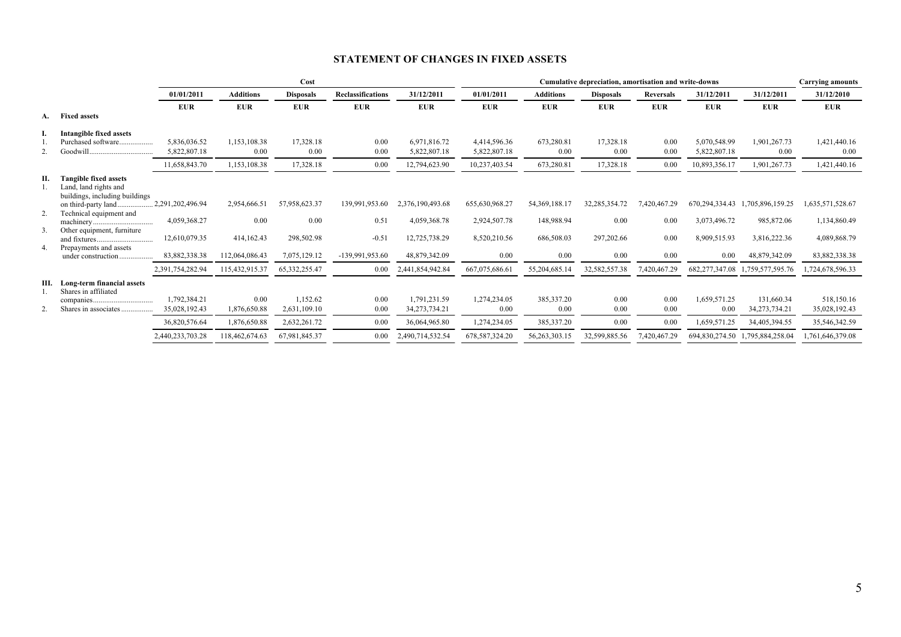# STATEMENT OF CHANGES IN FIXED ASSETS

| | | Cost | | | | | Cumulative depreciation, amortisation and write-downs | | | | | Carrying amounts | |
|---|---|---|---|---|---|---|---|---|---|---|---|---|---|
| | | 01/01/2011 | Additions | Disposals | Reclassifications | 31/12/2011 | 01/01/2011 | Additions | Disposals | Reversals | 31/12/2011 | 31/12/2011 | 31/12/2010 |
| | | EUR | EUR | EUR | EUR | EUR | EUR | EUR | EUR | EUR | EUR | EUR | EUR |
| **A.** | **Fixed assets** | | | | | | | | | | | | |
| **I.** | **Intangible fixed assets** | | | | | | | | | | | | |
| 1. | Purchased software | 5,836,036.52 | 1,153,108.38 | 17,328.18 | 0.00 | 6,971,816.72 | 4,414,596.36 | 673,280.81 | 17,328.18 | 0.00 | 5,070,548.99 | 1,901,267.73 | 1,421,440.16 |
| 2. | Goodwill | 5,822,807.18 | 0.00 | 0.00 | 0.00 | 5,822,807.18 | 5,822,807.18 | 0.00 | 0.00 | 0.00 | 5,822,807.18 | 0.00 | 0.00 |
| | | 11,658,843.70 | 1,153,108.38 | 17,328.18 | 0.00 | 12,794,623.90 | 10,237,403.54 | 673,280.81 | 17,328.18 | 0.00 | 10,893,356.17 | 1,901,267.73 | 1,421,440.16 |
| **II.** | **Tangible fixed assets** | | | | | | | | | | | | |
| 1. | Land, land rights and buildings, including buildings on third-party land | 2,291,202,496.94 | 2,954,666.51 | 57,958,623.37 | 139,991,953.60 | 2,376,190,493.68 | 655,630,968.27 | 54,369,188.17 | 32,285,354.72 | 7,420,467.29 | 670,294,334.43 | 1,705,896,159.25 | 1,635,571,528.67 |
| 2. | Technical equipment and machinery | 4,059,368.27 | 0.00 | 0.00 | 0.51 | 4,059,368.78 | 2,924,507.78 | 148,988.94 | 0.00 | 0.00 | 3,073,496.72 | 985,872.06 | 1,134,860.49 |
| 3. | Other equipment, furniture and fixtures | 12,610,079.35 | 414,162.43 | 298,502.98 | -0.51 | 12,725,738.29 | 8,520,210.56 | 686,508.03 | 297,202.66 | 0.00 | 8,909,515.93 | 3,816,222.36 | 4,089,868.79 |
| 4. | Prepayments and assets under construction | 83,882,338.38 | 112,064,086.43 | 7,075,129.12 | -139,991,953.60 | 48,879,342.09 | 0.00 | 0.00 | 0.00 | 0.00 | 0.00 | 48,879,342.09 | 83,882,338.38 |
| | | 2,391,754,282.94 | 115,432,915.37 | 65,332,255.47 | 0.00 | 2,441,854,942.84 | 667,075,686.61 | 55,204,685.14 | 32,582,557.38 | 7,420,467.29 | 682,277,347.08 | 1,759,577,595.76 | 1,724,678,596.33 |
| **III.** | **Long-term financial assets** | | | | | | | | | | | | |
| 1. | Shares in affiliated companies | 1,792,384.21 | 0.00 | 1,152.62 | 0.00 | 1,791,231.59 | 1,274,234.05 | 385,337.20 | 0.00 | 0.00 | 1,659,571.25 | 131,660.34 | 518,150.16 |
| 2. | Shares in associates | 35,028,192.43 | 1,876,650.88 | 2,631,109.10 | 0.00 | 34,273,734.21 | 0.00 | 0.00 | 0.00 | 0.00 | 0.00 | 34,273,734.21 | 35,028,192.43 |
| | | 36,820,576.64 | 1,876,650.88 | 2,632,261.72 | 0.00 | 36,064,965.80 | 1,274,234.05 | 385,337.20 | 0.00 | 0.00 | 1,659,571.25 | 34,405,394.55 | 35,546,342.59 |
| | | 2,440,233,703.28 | 118,462,674.63 | 67,981,845.37 | 0.00 | 2,490,714,532.54 | 678,587,324.20 | 56,263,303.15 | 32,599,885.56 | 7,420,467.29 | 694,830,274.50 | 1,795,884,258.04 | 1,761,646,379.08 |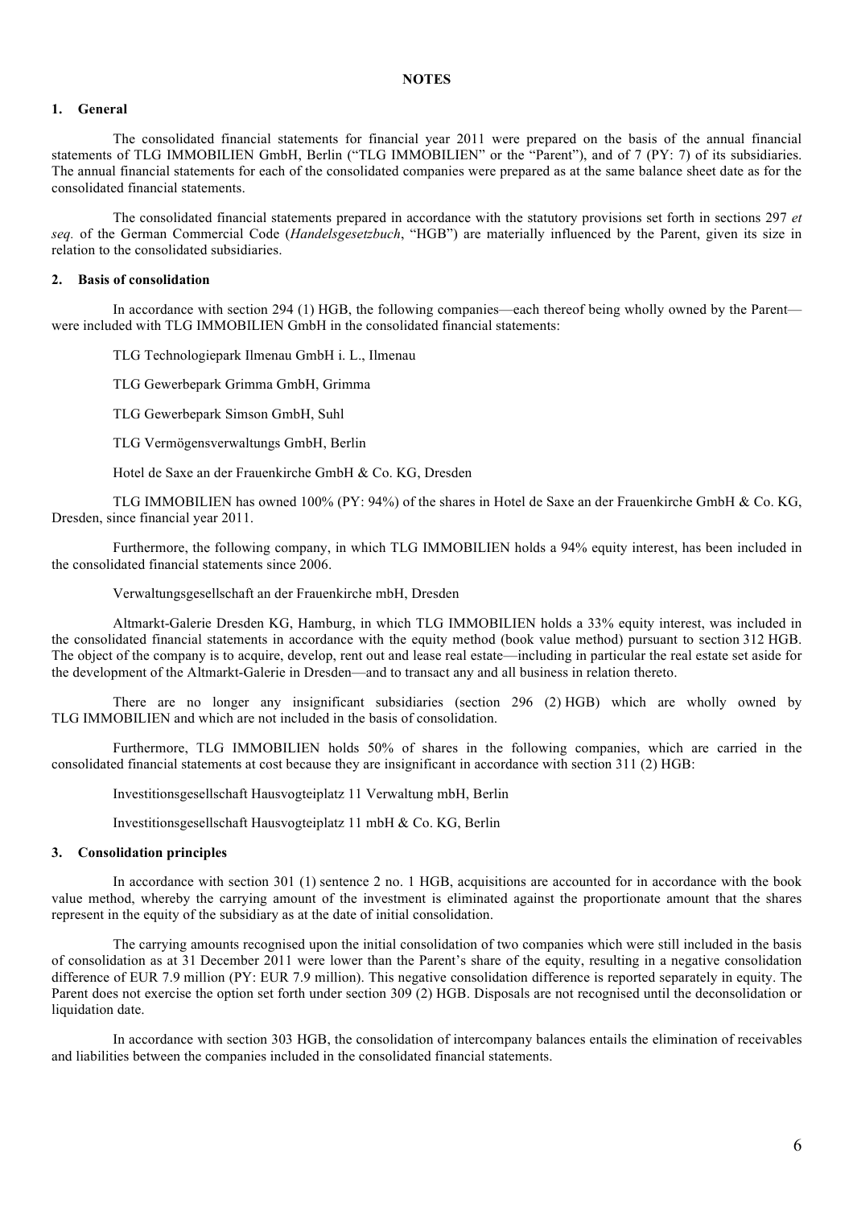# NOTES

## 1. General

The consolidated financial statements for financial year 2011 were prepared on the basis of the annual financial statements of TLG IMMOBILIEN GmbH, Berlin ("TLG IMMOBILIEN" or the "Parent"), and of 7 (PY: 7) of its subsidiaries. The annual financial statements for each of the consolidated companies were prepared as at the same balance sheet date as for the consolidated financial statements.

The consolidated financial statements prepared in accordance with the statutory provisions set forth in sections 297 *et seq.* of the German Commercial Code (*Handelsgesetzbuch*, "HGB") are materially influenced by the Parent, given its size in relation to the consolidated subsidiaries.

## 2. Basis of consolidation

In accordance with section 294 (1) HGB, the following companies—each thereof being wholly owned by the Parent—were included with TLG IMMOBILIEN GmbH in the consolidated financial statements:

TLG Technologiepark Ilmenau GmbH i. L., Ilmenau

TLG Gewerbepark Grimma GmbH, Grimma

TLG Gewerbepark Simson GmbH, Suhl

TLG Vermögensverwaltungs GmbH, Berlin

Hotel de Saxe an der Frauenkirche GmbH & Co. KG, Dresden

TLG IMMOBILIEN has owned 100% (PY: 94%) of the shares in Hotel de Saxe an der Frauenkirche GmbH & Co. KG, Dresden, since financial year 2011.

Furthermore, the following company, in which TLG IMMOBILIEN holds a 94% equity interest, has been included in the consolidated financial statements since 2006.

Verwaltungsgesellschaft an der Frauenkirche mbH, Dresden

Altmarkt-Galerie Dresden KG, Hamburg, in which TLG IMMOBILIEN holds a 33% equity interest, was included in the consolidated financial statements in accordance with the equity method (book value method) pursuant to section 312 HGB. The object of the company is to acquire, develop, rent out and lease real estate—including in particular the real estate set aside for the development of the Altmarkt-Galerie in Dresden—and to transact any and all business in relation thereto.

There are no longer any insignificant subsidiaries (section 296 (2) HGB) which are wholly owned by TLG IMMOBILIEN and which are not included in the basis of consolidation.

Furthermore, TLG IMMOBILIEN holds 50% of shares in the following companies, which are carried in the consolidated financial statements at cost because they are insignificant in accordance with section 311 (2) HGB:

Investitionsgesellschaft Hausvogteiplatz 11 Verwaltung mbH, Berlin

Investitionsgesellschaft Hausvogteiplatz 11 mbH & Co. KG, Berlin

## 3. Consolidation principles

In accordance with section 301 (1) sentence 2 no. 1 HGB, acquisitions are accounted for in accordance with the book value method, whereby the carrying amount of the investment is eliminated against the proportionate amount that the shares represent in the equity of the subsidiary as at the date of initial consolidation.

The carrying amounts recognised upon the initial consolidation of two companies which were still included in the basis of consolidation as at 31 December 2011 were lower than the Parent's share of the equity, resulting in a negative consolidation difference of EUR 7.9 million (PY: EUR 7.9 million). This negative consolidation difference is reported separately in equity. The Parent does not exercise the option set forth under section 309 (2) HGB. Disposals are not recognised until the deconsolidation or liquidation date.

In accordance with section 303 HGB, the consolidation of intercompany balances entails the elimination of receivables and liabilities between the companies included in the consolidated financial statements.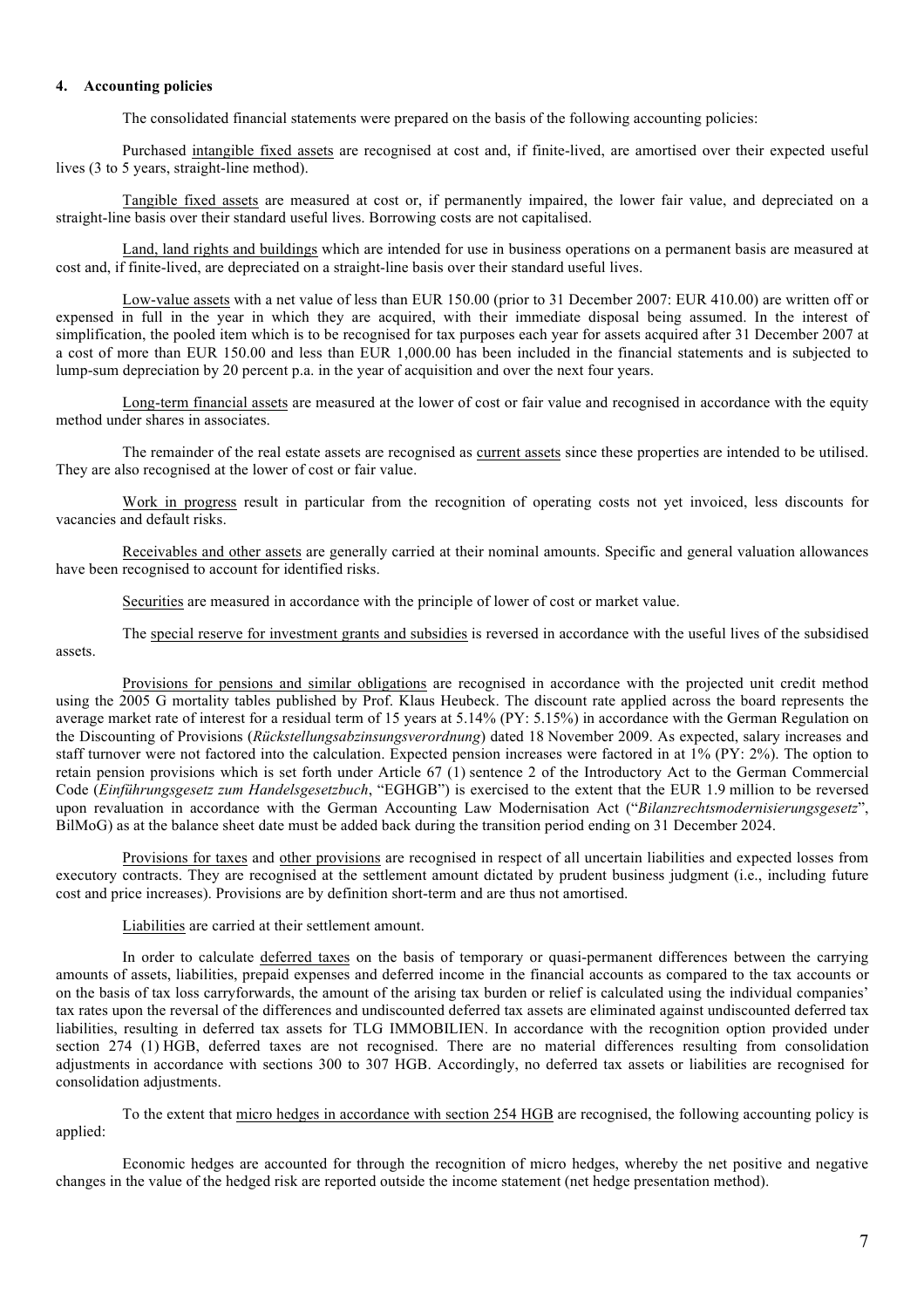## 4. Accounting policies

The consolidated financial statements were prepared on the basis of the following accounting policies:

Purchased intangible fixed assets are recognised at cost and, if finite-lived, are amortised over their expected useful lives (3 to 5 years, straight-line method).

Tangible fixed assets are measured at cost or, if permanently impaired, the lower fair value, and depreciated on a straight-line basis over their standard useful lives. Borrowing costs are not capitalised.

Land, land rights and buildings which are intended for use in business operations on a permanent basis are measured at cost and, if finite-lived, are depreciated on a straight-line basis over their standard useful lives.

Low-value assets with a net value of less than EUR 150.00 (prior to 31 December 2007: EUR 410.00) are written off or expensed in full in the year in which they are acquired, with their immediate disposal being assumed. In the interest of simplification, the pooled item which is to be recognised for tax purposes each year for assets acquired after 31 December 2007 at a cost of more than EUR 150.00 and less than EUR 1,000.00 has been included in the financial statements and is subjected to lump-sum depreciation by 20 percent p.a. in the year of acquisition and over the next four years.

Long-term financial assets are measured at the lower of cost or fair value and recognised in accordance with the equity method under shares in associates.

The remainder of the real estate assets are recognised as current assets since these properties are intended to be utilised. They are also recognised at the lower of cost or fair value.

Work in progress result in particular from the recognition of operating costs not yet invoiced, less discounts for vacancies and default risks.

Receivables and other assets are generally carried at their nominal amounts. Specific and general valuation allowances have been recognised to account for identified risks.

Securities are measured in accordance with the principle of lower of cost or market value.

The special reserve for investment grants and subsidies is reversed in accordance with the useful lives of the subsidised assets.

Provisions for pensions and similar obligations are recognised in accordance with the projected unit credit method using the 2005 G mortality tables published by Prof. Klaus Heubeck. The discount rate applied across the board represents the average market rate of interest for a residual term of 15 years at 5.14% (PY: 5.15%) in accordance with the German Regulation on the Discounting of Provisions (*Rückstellungsabzinsungsverordnung*) dated 18 November 2009. As expected, salary increases and staff turnover were not factored into the calculation. Expected pension increases were factored in at 1% (PY: 2%). The option to retain pension provisions which is set forth under Article 67 (1) sentence 2 of the Introductory Act to the German Commercial Code (*Einführungsgesetz zum Handelsgesetzbuch*, "EGHGB") is exercised to the extent that the EUR 1.9 million to be reversed upon revaluation in accordance with the German Accounting Law Modernisation Act ("*Bilanzrechtsmodernisierungsgesetz*", BilMoG) as at the balance sheet date must be added back during the transition period ending on 31 December 2024.

Provisions for taxes and other provisions are recognised in respect of all uncertain liabilities and expected losses from executory contracts. They are recognised at the settlement amount dictated by prudent business judgment (i.e., including future cost and price increases). Provisions are by definition short-term and are thus not amortised.

Liabilities are carried at their settlement amount.

In order to calculate deferred taxes on the basis of temporary or quasi-permanent differences between the carrying amounts of assets, liabilities, prepaid expenses and deferred income in the financial accounts as compared to the tax accounts or on the basis of tax loss carryforwards, the amount of the arising tax burden or relief is calculated using the individual companies' tax rates upon the reversal of the differences and undiscounted deferred tax assets are eliminated against undiscounted deferred tax liabilities, resulting in deferred tax assets for TLG IMMOBILIEN. In accordance with the recognition option provided under section 274 (1) HGB, deferred taxes are not recognised. There are no material differences resulting from consolidation adjustments in accordance with sections 300 to 307 HGB. Accordingly, no deferred tax assets or liabilities are recognised for consolidation adjustments.

To the extent that micro hedges in accordance with section 254 HGB are recognised, the following accounting policy is applied:

Economic hedges are accounted for through the recognition of micro hedges, whereby the net positive and negative changes in the value of the hedged risk are reported outside the income statement (net hedge presentation method).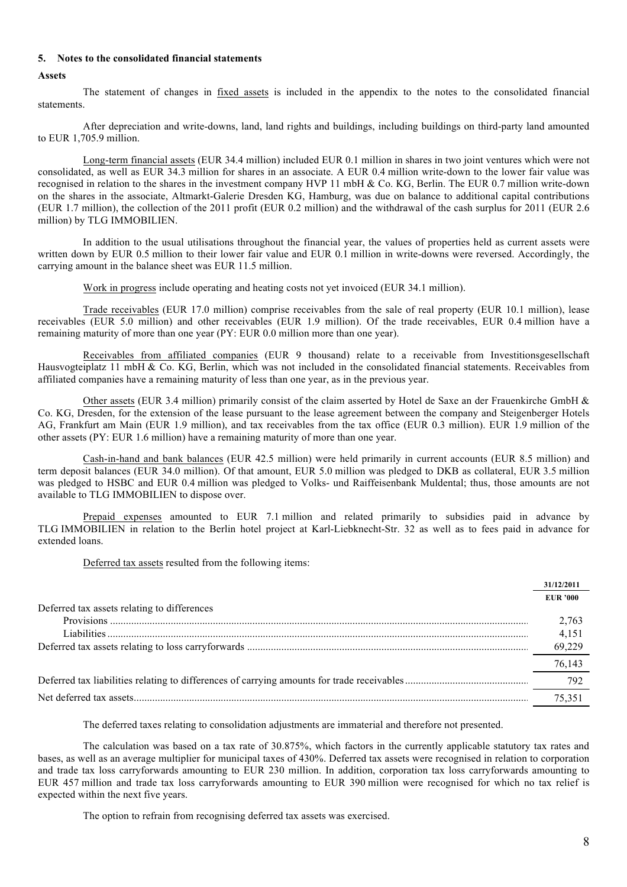## 5. Notes to the consolidated financial statements

**Assets**

The statement of changes in fixed assets is included in the appendix to the notes to the consolidated financial statements.

After depreciation and write-downs, land, land rights and buildings, including buildings on third-party land amounted to EUR 1,705.9 million.

Long-term financial assets (EUR 34.4 million) included EUR 0.1 million in shares in two joint ventures which were not consolidated, as well as EUR 34.3 million for shares in an associate. A EUR 0.4 million write-down to the lower fair value was recognised in relation to the shares in the investment company HVP 11 mbH & Co. KG, Berlin. The EUR 0.7 million write-down on the shares in the associate, Altmarkt-Galerie Dresden KG, Hamburg, was due on balance to additional capital contributions (EUR 1.7 million), the collection of the 2011 profit (EUR 0.2 million) and the withdrawal of the cash surplus for 2011 (EUR 2.6 million) by TLG IMMOBILIEN.

In addition to the usual utilisations throughout the financial year, the values of properties held as current assets were written down by EUR 0.5 million to their lower fair value and EUR 0.1 million in write-downs were reversed. Accordingly, the carrying amount in the balance sheet was EUR 11.5 million.

Work in progress include operating and heating costs not yet invoiced (EUR 34.1 million).

Trade receivables (EUR 17.0 million) comprise receivables from the sale of real property (EUR 10.1 million), lease receivables (EUR 5.0 million) and other receivables (EUR 1.9 million). Of the trade receivables, EUR 0.4 million have a remaining maturity of more than one year (PY: EUR 0.0 million more than one year).

Receivables from affiliated companies (EUR 9 thousand) relate to a receivable from Investitionsgesellschaft Hausvogteiplatz 11 mbH & Co. KG, Berlin, which was not included in the consolidated financial statements. Receivables from affiliated companies have a remaining maturity of less than one year, as in the previous year.

Other assets (EUR 3.4 million) primarily consist of the claim asserted by Hotel de Saxe an der Frauenkirche GmbH & Co. KG, Dresden, for the extension of the lease pursuant to the lease agreement between the company and Steigenberger Hotels AG, Frankfurt am Main (EUR 1.9 million), and tax receivables from the tax office (EUR 0.3 million). EUR 1.9 million of the other assets (PY: EUR 1.6 million) have a remaining maturity of more than one year.

Cash-in-hand and bank balances (EUR 42.5 million) were held primarily in current accounts (EUR 8.5 million) and term deposit balances (EUR 34.0 million). Of that amount, EUR 5.0 million was pledged to DKB as collateral, EUR 3.5 million was pledged to HSBC and EUR 0.4 million was pledged to Volks- und Raiffeisenbank Muldental; thus, those amounts are not available to TLG IMMOBILIEN to dispose over.

Prepaid expenses amounted to EUR 7.1 million and related primarily to subsidies paid in advance by TLG IMMOBILIEN in relation to the Berlin hotel project at Karl-Liebknecht-Str. 32 as well as to fees paid in advance for extended loans.

Deferred tax assets resulted from the following items:

| | 31/12/2011 |
|---|---|
| | EUR '000 |
| Deferred tax assets relating to differences | |
| Provisions | 2,763 |
| Liabilities | 4,151 |
| Deferred tax assets relating to loss carryforwards | 69,229 |
| | 76,143 |
| Deferred tax liabilities relating to differences of carrying amounts for trade receivables | 792 |
| Net deferred tax assets | 75,351 |

The deferred taxes relating to consolidation adjustments are immaterial and therefore not presented.

The calculation was based on a tax rate of 30.875%, which factors in the currently applicable statutory tax rates and bases, as well as an average multiplier for municipal taxes of 430%. Deferred tax assets were recognised in relation to corporation and trade tax loss carryforwards amounting to EUR 230 million. In addition, corporation tax loss carryforwards amounting to EUR 457 million and trade tax loss carryforwards amounting to EUR 390 million were recognised for which no tax relief is expected within the next five years.

The option to refrain from recognising deferred tax assets was exercised.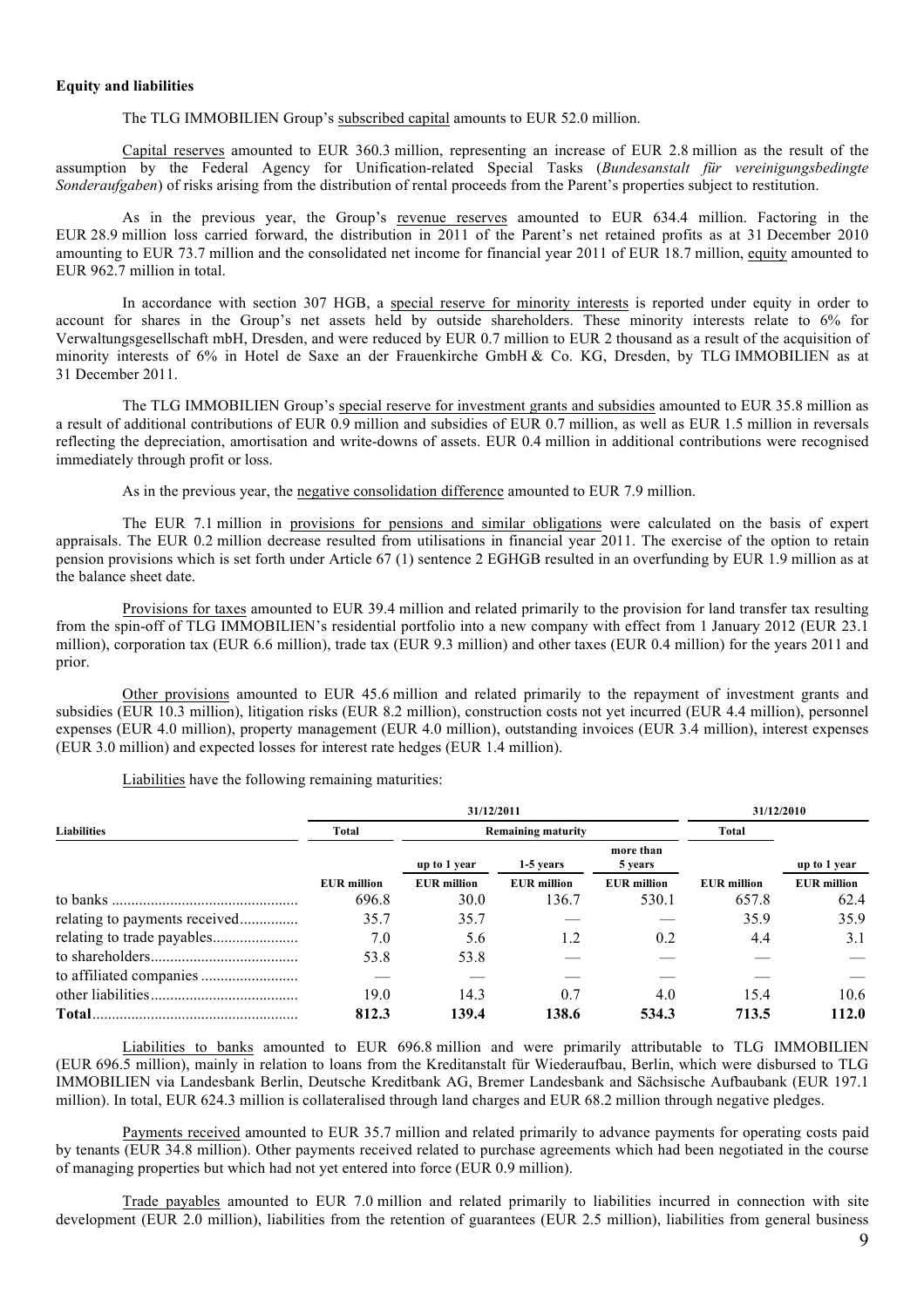**Equity and liabilities**

The TLG IMMOBILIEN Group's subscribed capital amounts to EUR 52.0 million.

Capital reserves amounted to EUR 360.3 million, representing an increase of EUR 2.8 million as the result of the assumption by the Federal Agency for Unification-related Special Tasks (*Bundesanstalt für vereinigungsbedingte Sonderaufgaben*) of risks arising from the distribution of rental proceeds from the Parent's properties subject to restitution.

As in the previous year, the Group's revenue reserves amounted to EUR 634.4 million. Factoring in the EUR 28.9 million loss carried forward, the distribution in 2011 of the Parent's net retained profits as at 31 December 2010 amounting to EUR 73.7 million and the consolidated net income for financial year 2011 of EUR 18.7 million, equity amounted to EUR 962.7 million in total.

In accordance with section 307 HGB, a special reserve for minority interests is reported under equity in order to account for shares in the Group's net assets held by outside shareholders. These minority interests relate to 6% for Verwaltungsgesellschaft mbH, Dresden, and were reduced by EUR 0.7 million to EUR 2 thousand as a result of the acquisition of minority interests of 6% in Hotel de Saxe an der Frauenkirche GmbH & Co. KG, Dresden, by TLG IMMOBILIEN as at 31 December 2011.

The TLG IMMOBILIEN Group's special reserve for investment grants and subsidies amounted to EUR 35.8 million as a result of additional contributions of EUR 0.9 million and subsidies of EUR 0.7 million, as well as EUR 1.5 million in reversals reflecting the depreciation, amortisation and write-downs of assets. EUR 0.4 million in additional contributions were recognised immediately through profit or loss.

As in the previous year, the negative consolidation difference amounted to EUR 7.9 million.

The EUR 7.1 million in provisions for pensions and similar obligations were calculated on the basis of expert appraisals. The EUR 0.2 million decrease resulted from utilisations in financial year 2011. The exercise of the option to retain pension provisions which is set forth under Article 67 (1) sentence 2 EGHGB resulted in an overfunding by EUR 1.9 million as at the balance sheet date.

Provisions for taxes amounted to EUR 39.4 million and related primarily to the provision for land transfer tax resulting from the spin-off of TLG IMMOBILIEN's residential portfolio into a new company with effect from 1 January 2012 (EUR 23.1 million), corporation tax (EUR 6.6 million), trade tax (EUR 9.3 million) and other taxes (EUR 0.4 million) for the years 2011 and prior.

Other provisions amounted to EUR 45.6 million and related primarily to the repayment of investment grants and subsidies (EUR 10.3 million), litigation risks (EUR 8.2 million), construction costs not yet incurred (EUR 4.4 million), personnel expenses (EUR 4.0 million), property management (EUR 4.0 million), outstanding invoices (EUR 3.4 million), interest expenses (EUR 3.0 million) and expected losses for interest rate hedges (EUR 1.4 million).

Liabilities have the following remaining maturities:

| Liabilities | 31/12/2011 | | | | 31/12/2010 | |
|---|---|---|---|---|---|---|
| | Total | Remaining maturity | | | Total | |
| | | up to 1 year | 1-5 years | more than 5 years | | up to 1 year |
| | EUR million | EUR million | EUR million | EUR million | EUR million | EUR million |
| to banks | 696.8 | 30.0 | 136.7 | 530.1 | 657.8 | 62.4 |
| relating to payments received | 35.7 | 35.7 | — | — | 35.9 | 35.9 |
| relating to trade payables | 7.0 | 5.6 | 1.2 | 0.2 | 4.4 | 3.1 |
| to shareholders | 53.8 | 53.8 | — | — | — | — |
| to affiliated companies | — | — | — | — | — | — |
| other liabilities | 19.0 | 14.3 | 0.7 | 4.0 | 15.4 | 10.6 |
| **Total** | **812.3** | **139.4** | **138.6** | **534.3** | **713.5** | **112.0** |

Liabilities to banks amounted to EUR 696.8 million and were primarily attributable to TLG IMMOBILIEN (EUR 696.5 million), mainly in relation to loans from the Kreditanstalt für Wiederaufbau, Berlin, which were disbursed to TLG IMMOBILIEN via Landesbank Berlin, Deutsche Kreditbank AG, Bremer Landesbank and Sächsische Aufbaubank (EUR 197.1 million). In total, EUR 624.3 million is collateralised through land charges and EUR 68.2 million through negative pledges.

Payments received amounted to EUR 35.7 million and related primarily to advance payments for operating costs paid by tenants (EUR 34.8 million). Other payments received related to purchase agreements which had been negotiated in the course of managing properties but which had not yet entered into force (EUR 0.9 million).

Trade payables amounted to EUR 7.0 million and related primarily to liabilities incurred in connection with site development (EUR 2.0 million), liabilities from the retention of guarantees (EUR 2.5 million), liabilities from general business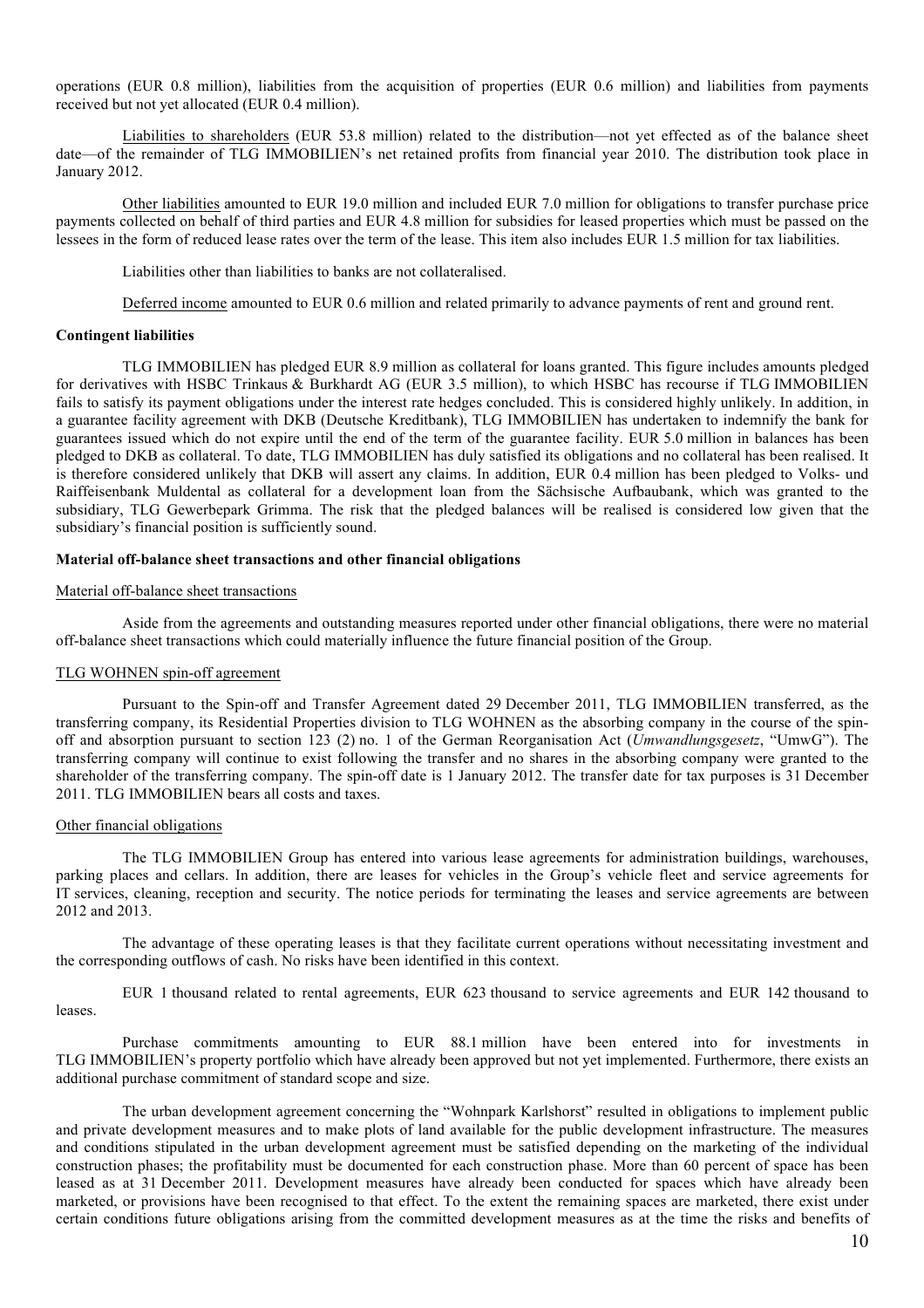operations (EUR 0.8 million), liabilities from the acquisition of properties (EUR 0.6 million) and liabilities from payments received but not yet allocated (EUR 0.4 million).

Liabilities to shareholders (EUR 53.8 million) related to the distribution—not yet effected as of the balance sheet date—of the remainder of TLG IMMOBILIEN's net retained profits from financial year 2010. The distribution took place in January 2012.

Other liabilities amounted to EUR 19.0 million and included EUR 7.0 million for obligations to transfer purchase price payments collected on behalf of third parties and EUR 4.8 million for subsidies for leased properties which must be passed on the lessees in the form of reduced lease rates over the term of the lease. This item also includes EUR 1.5 million for tax liabilities.

Liabilities other than liabilities to banks are not collateralised.

Deferred income amounted to EUR 0.6 million and related primarily to advance payments of rent and ground rent.

**Contingent liabilities**

TLG IMMOBILIEN has pledged EUR 8.9 million as collateral for loans granted. This figure includes amounts pledged for derivatives with HSBC Trinkaus & Burkhardt AG (EUR 3.5 million), to which HSBC has recourse if TLG IMMOBILIEN fails to satisfy its payment obligations under the interest rate hedges concluded. This is considered highly unlikely. In addition, in a guarantee facility agreement with DKB (Deutsche Kreditbank), TLG IMMOBILIEN has undertaken to indemnify the bank for guarantees issued which do not expire until the end of the term of the guarantee facility. EUR 5.0 million in balances has been pledged to DKB as collateral. To date, TLG IMMOBILIEN has duly satisfied its obligations and no collateral has been realised. It is therefore considered unlikely that DKB will assert any claims. In addition, EUR 0.4 million has been pledged to Volks- und Raiffeisenbank Muldental as collateral for a development loan from the Sächsische Aufbaubank, which was granted to the subsidiary, TLG Gewerbepark Grimma. The risk that the pledged balances will be realised is considered low given that the subsidiary's financial position is sufficiently sound.

**Material off-balance sheet transactions and other financial obligations**

Material off-balance sheet transactions

Aside from the agreements and outstanding measures reported under other financial obligations, there were no material off-balance sheet transactions which could materially influence the future financial position of the Group.

TLG WOHNEN spin-off agreement

Pursuant to the Spin-off and Transfer Agreement dated 29 December 2011, TLG IMMOBILIEN transferred, as the transferring company, its Residential Properties division to TLG WOHNEN as the absorbing company in the course of the spin-off and absorption pursuant to section 123 (2) no. 1 of the German Reorganisation Act (*Umwandlungsgesetz*, "UmwG"). The transferring company will continue to exist following the transfer and no shares in the absorbing company were granted to the shareholder of the transferring company. The spin-off date is 1 January 2012. The transfer date for tax purposes is 31 December 2011. TLG IMMOBILIEN bears all costs and taxes.

Other financial obligations

The TLG IMMOBILIEN Group has entered into various lease agreements for administration buildings, warehouses, parking places and cellars. In addition, there are leases for vehicles in the Group's vehicle fleet and service agreements for IT services, cleaning, reception and security. The notice periods for terminating the leases and service agreements are between 2012 and 2013.

The advantage of these operating leases is that they facilitate current operations without necessitating investment and the corresponding outflows of cash. No risks have been identified in this context.

EUR 1 thousand related to rental agreements, EUR 623 thousand to service agreements and EUR 142 thousand to leases.

Purchase commitments amounting to EUR 88.1 million have been entered into for investments in TLG IMMOBILIEN's property portfolio which have already been approved but not yet implemented. Furthermore, there exists an additional purchase commitment of standard scope and size.

The urban development agreement concerning the "Wohnpark Karlshorst" resulted in obligations to implement public and private development measures and to make plots of land available for the public development infrastructure. The measures and conditions stipulated in the urban development agreement must be satisfied depending on the marketing of the individual construction phases; the profitability must be documented for each construction phase. More than 60 percent of space has been leased as at 31 December 2011. Development measures have already been conducted for spaces which have already been marketed, or provisions have been recognised to that effect. To the extent the remaining spaces are marketed, there exist under certain conditions future obligations arising from the committed development measures as at the time the risks and benefits of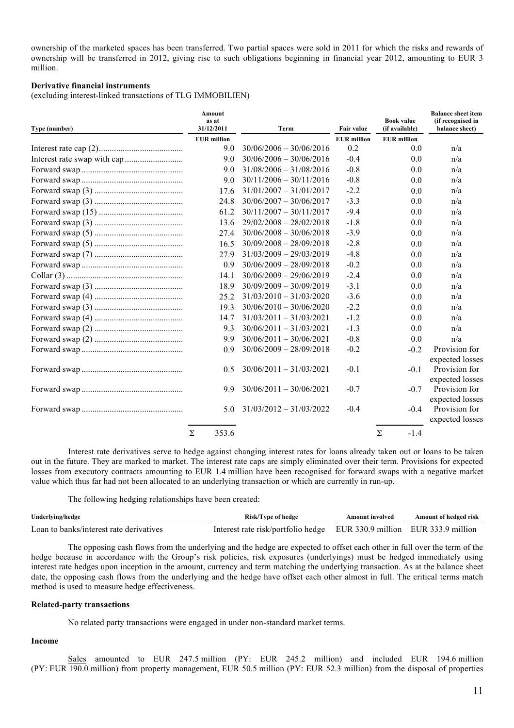ownership of the marketed spaces has been transferred. Two partial spaces were sold in 2011 for which the risks and rewards of ownership will be transferred in 2012, giving rise to such obligations beginning in financial year 2012, amounting to EUR 3 million.

**Derivative financial instruments**

(excluding interest-linked transactions of TLG IMMOBILIEN)

| Type (number) | Amount as at 31/12/2011 | Term | Fair value | Book value (if available) | Balance sheet item (if recognised in balance sheet) |
|---|---|---|---|---|---|
| | EUR million | | EUR million | EUR million | |
| Interest rate cap (2) | 9.0 | 30/06/2006 – 30/06/2016 | 0.2 | 0.0 | n/a |
| Interest rate swap with cap | 9.0 | 30/06/2006 – 30/06/2016 | -0.4 | 0.0 | n/a |
| Forward swap | 9.0 | 31/08/2006 – 31/08/2016 | -0.8 | 0.0 | n/a |
| Forward swap | 9.0 | 30/11/2006 – 30/11/2016 | -0.8 | 0.0 | n/a |
| Forward swap (3) | 17.6 | 31/01/2007 – 31/01/2017 | -2.2 | 0.0 | n/a |
| Forward swap (3) | 24.8 | 30/06/2007 – 30/06/2017 | -3.3 | 0.0 | n/a |
| Forward swap (15) | 61.2 | 30/11/2007 – 30/11/2017 | -9.4 | 0.0 | n/a |
| Forward swap (3) | 13.6 | 29/02/2008 – 28/02/2018 | -1.8 | 0.0 | n/a |
| Forward swap (5) | 27.4 | 30/06/2008 – 30/06/2018 | -3.9 | 0.0 | n/a |
| Forward swap (5) | 16.5 | 30/09/2008 – 28/09/2018 | -2.8 | 0.0 | n/a |
| Forward swap (7) | 27.9 | 31/03/2009 – 29/03/2019 | -4.8 | 0.0 | n/a |
| Forward swap | 0.9 | 30/06/2009 – 28/09/2018 | -0.2 | 0.0 | n/a |
| Collar (3) | 14.1 | 30/06/2009 – 29/06/2019 | -2.4 | 0.0 | n/a |
| Forward swap (3) | 18.9 | 30/09/2009 – 30/09/2019 | -3.1 | 0.0 | n/a |
| Forward swap (4) | 25.2 | 31/03/2010 – 31/03/2020 | -3.6 | 0.0 | n/a |
| Forward swap (3) | 19.3 | 30/06/2010 – 30/06/2020 | -2.2 | 0.0 | n/a |
| Forward swap (4) | 14.7 | 31/03/2011 – 31/03/2021 | -1.2 | 0.0 | n/a |
| Forward swap (2) | 9.3 | 30/06/2011 – 31/03/2021 | -1.3 | 0.0 | n/a |
| Forward swap (2) | 9.9 | 30/06/2011 – 30/06/2021 | -0.8 | 0.0 | n/a |
| Forward swap | 0.9 | 30/06/2009 – 28/09/2018 | -0.2 | -0.2 | Provision for expected losses |
| Forward swap | 0.5 | 30/06/2011 – 31/03/2021 | -0.1 | -0.1 | Provision for expected losses |
| Forward swap | 9.9 | 30/06/2011 – 30/06/2021 | -0.7 | -0.7 | Provision for expected losses |
| Forward swap | 5.0 | 31/03/2012 – 31/03/2022 | -0.4 | -0.4 | Provision for expected losses |
| | Σ 353.6 | | | Σ -1.4 | |

Interest rate derivatives serve to hedge against changing interest rates for loans already taken out or loans to be taken out in the future. They are marked to market. The interest rate caps are simply eliminated over their term. Provisions for expected losses from executory contracts amounting to EUR 1.4 million have been recognised for forward swaps with a negative market value which thus far had not been allocated to an underlying transaction or which are currently in run-up.

The following hedging relationships have been created:

| Underlying/hedge | Risk/Type of hedge | Amount involved | Amount of hedged risk |
|---|---|---|---|
| Loan to banks/interest rate derivatives | Interest rate risk/portfolio hedge | EUR 330.9 million | EUR 333.9 million |

The opposing cash flows from the underlying and the hedge are expected to offset each other in full over the term of the hedge because in accordance with the Group's risk policies, risk exposures (underlyings) must be hedged immediately using interest rate hedges upon inception in the amount, currency and term matching the underlying transaction. As at the balance sheet date, the opposing cash flows from the underlying and the hedge have offset each other almost in full. The critical terms match method is used to measure hedge effectiveness.

**Related-party transactions**

No related party transactions were engaged in under non-standard market terms.

**Income**

Sales amounted to EUR 247.5 million (PY: EUR 245.2 million) and included EUR 194.6 million (PY: EUR 190.0 million) from property management, EUR 50.5 million (PY: EUR 52.3 million) from the disposal of properties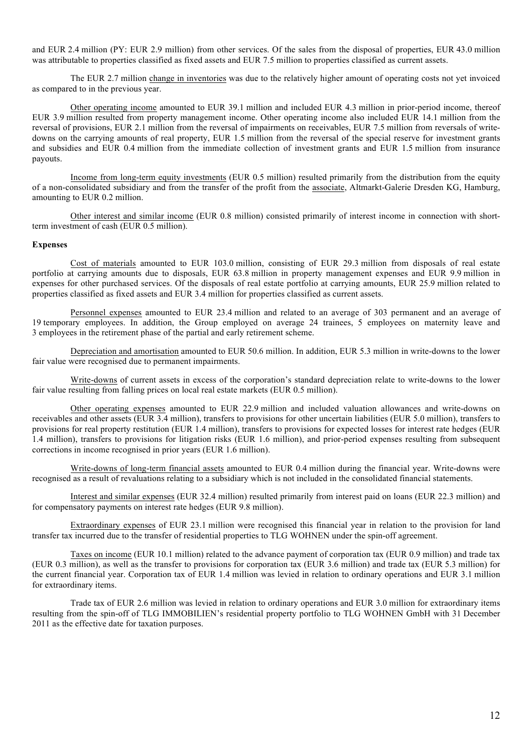and EUR 2.4 million (PY: EUR 2.9 million) from other services. Of the sales from the disposal of properties, EUR 43.0 million was attributable to properties classified as fixed assets and EUR 7.5 million to properties classified as current assets.

The EUR 2.7 million change in inventories was due to the relatively higher amount of operating costs not yet invoiced as compared to in the previous year.

Other operating income amounted to EUR 39.1 million and included EUR 4.3 million in prior-period income, thereof EUR 3.9 million resulted from property management income. Other operating income also included EUR 14.1 million from the reversal of provisions, EUR 2.1 million from the reversal of impairments on receivables, EUR 7.5 million from reversals of write-downs on the carrying amounts of real property, EUR 1.5 million from the reversal of the special reserve for investment grants and subsidies and EUR 0.4 million from the immediate collection of investment grants and EUR 1.5 million from insurance payouts.

Income from long-term equity investments (EUR 0.5 million) resulted primarily from the distribution from the equity of a non-consolidated subsidiary and from the transfer of the profit from the associate, Altmarkt-Galerie Dresden KG, Hamburg, amounting to EUR 0.2 million.

Other interest and similar income (EUR 0.8 million) consisted primarily of interest income in connection with short-term investment of cash (EUR 0.5 million).

**Expenses**

Cost of materials amounted to EUR 103.0 million, consisting of EUR 29.3 million from disposals of real estate portfolio at carrying amounts due to disposals, EUR 63.8 million in property management expenses and EUR 9.9 million in expenses for other purchased services. Of the disposals of real estate portfolio at carrying amounts, EUR 25.9 million related to properties classified as fixed assets and EUR 3.4 million for properties classified as current assets.

Personnel expenses amounted to EUR 23.4 million and related to an average of 303 permanent and an average of 19 temporary employees. In addition, the Group employed on average 24 trainees, 5 employees on maternity leave and 3 employees in the retirement phase of the partial and early retirement scheme.

Depreciation and amortisation amounted to EUR 50.6 million. In addition, EUR 5.3 million in write-downs to the lower fair value were recognised due to permanent impairments.

Write-downs of current assets in excess of the corporation's standard depreciation relate to write-downs to the lower fair value resulting from falling prices on local real estate markets (EUR 0.5 million).

Other operating expenses amounted to EUR 22.9 million and included valuation allowances and write-downs on receivables and other assets (EUR 3.4 million), transfers to provisions for other uncertain liabilities (EUR 5.0 million), transfers to provisions for real property restitution (EUR 1.4 million), transfers to provisions for expected losses for interest rate hedges (EUR 1.4 million), transfers to provisions for litigation risks (EUR 1.6 million), and prior-period expenses resulting from subsequent corrections in income recognised in prior years (EUR 1.6 million).

Write-downs of long-term financial assets amounted to EUR 0.4 million during the financial year. Write-downs were recognised as a result of revaluations relating to a subsidiary which is not included in the consolidated financial statements.

Interest and similar expenses (EUR 32.4 million) resulted primarily from interest paid on loans (EUR 22.3 million) and for compensatory payments on interest rate hedges (EUR 9.8 million).

Extraordinary expenses of EUR 23.1 million were recognised this financial year in relation to the provision for land transfer tax incurred due to the transfer of residential properties to TLG WOHNEN under the spin-off agreement.

Taxes on income (EUR 10.1 million) related to the advance payment of corporation tax (EUR 0.9 million) and trade tax (EUR 0.3 million), as well as the transfer to provisions for corporation tax (EUR 3.6 million) and trade tax (EUR 5.3 million) for the current financial year. Corporation tax of EUR 1.4 million was levied in relation to ordinary operations and EUR 3.1 million for extraordinary items.

Trade tax of EUR 2.6 million was levied in relation to ordinary operations and EUR 3.0 million for extraordinary items resulting from the spin-off of TLG IMMOBILIEN's residential property portfolio to TLG WOHNEN GmbH with 31 December 2011 as the effective date for taxation purposes.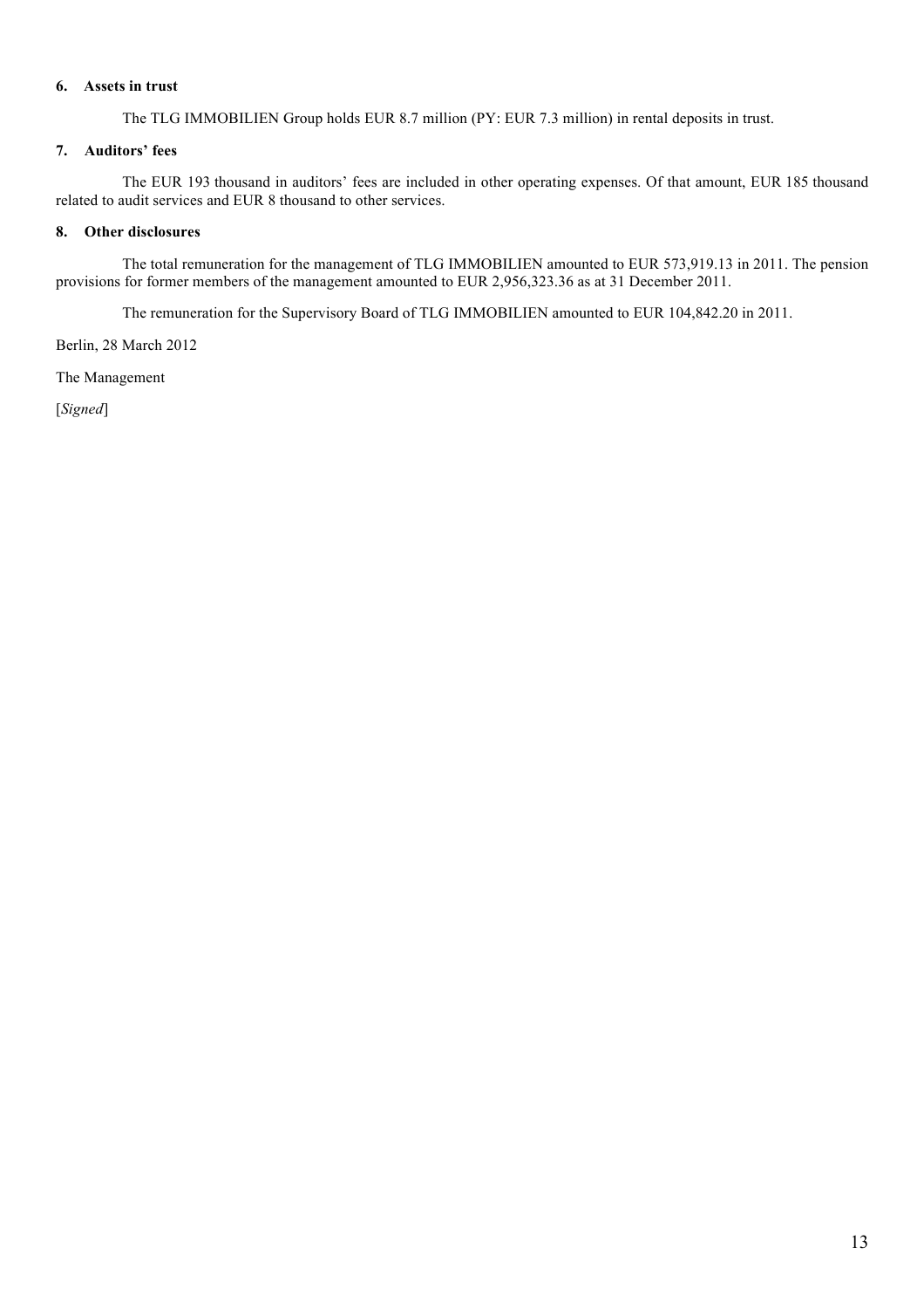**6. Assets in trust**

The TLG IMMOBILIEN Group holds EUR 8.7 million (PY: EUR 7.3 million) in rental deposits in trust.

**7. Auditors' fees**

The EUR 193 thousand in auditors' fees are included in other operating expenses. Of that amount, EUR 185 thousand related to audit services and EUR 8 thousand to other services.

**8. Other disclosures**

The total remuneration for the management of TLG IMMOBILIEN amounted to EUR 573,919.13 in 2011. The pension provisions for former members of the management amounted to EUR 2,956,323.36 as at 31 December 2011.

The remuneration for the Supervisory Board of TLG IMMOBILIEN amounted to EUR 104,842.20 in 2011.

Berlin, 28 March 2012

The Management

[*Signed*]